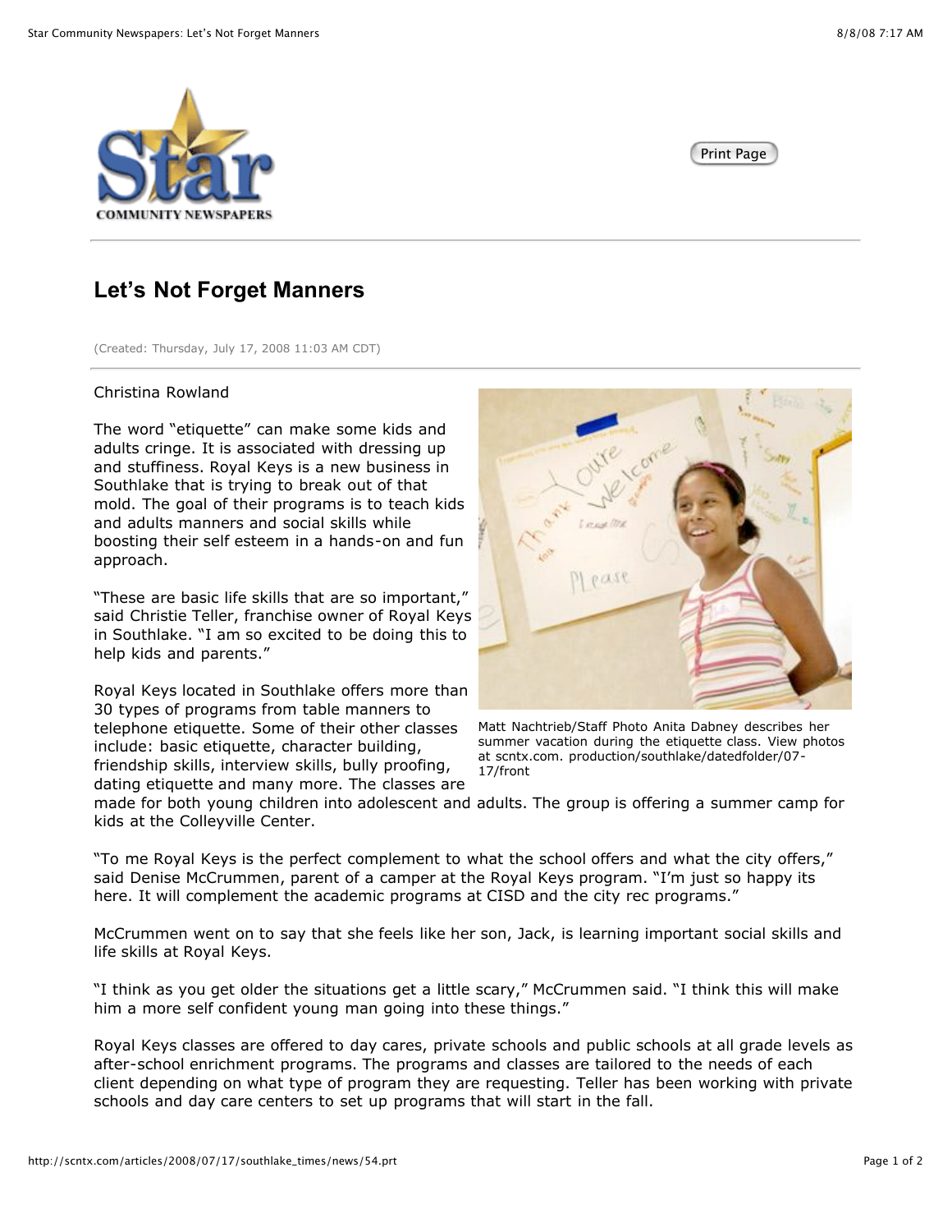# Let's Not Forget Manners

(Created: Thursday, July 17, 2008 11:03 AM CDT)

Christina Rowland

The word "etiquette" can make some kids and adults cringe. It is associated with dressing up and stuffiness. Royal Keys is a new business in Southlake that is trying to break out of that mold. The goal of their programs is to teach kids and adults manners and social skills while boosting their self esteem in a hands-on and fun approach.

"These are basic life skills that are so important," said Christie Teller, franchise owner of Royal Keys in Southlake. "I am so excited to be doing this to help kids and parents."

Royal Keys located in Southlake offers more than 30 types of programs from table manners to telephone etiquette. Some of their other classes include: basic etiquette, character building, friendship skills, interview skills, bully proofing, dating etiquette and many more. The classes are made for both young children into adolescent and adults. The group is offering a summer camp for kids at the Colleyville Center.

Matt Nachtrieb/Staff Photo Anita Dabney describes her summer vacation during the etiquette class. View photos at scntx.com. production/southlake/datedfolder/07-17/front

"To me Royal Keys is the perfect complement to what the school offers and what the city offers," said Denise McCrummen, parent of a camper at the Royal Keys program. "I'm just so happy its here. It will complement the academic programs at CISD and the city rec programs."

McCrummen went on to say that she feels like her son, Jack, is learning important social skills and life skills at Royal Keys.

"I think as you get older the situations get a little scary," McCrummen said. "I think this will make him a more self confident young man going into these things."

Royal Keys classes are offered to day cares, private schools and public schools at all grade levels as after-school enrichment programs. The programs and classes are tailored to the needs of each client depending on what type of program they are requesting. Teller has been working with private schools and day care centers to set up programs that will start in the fall.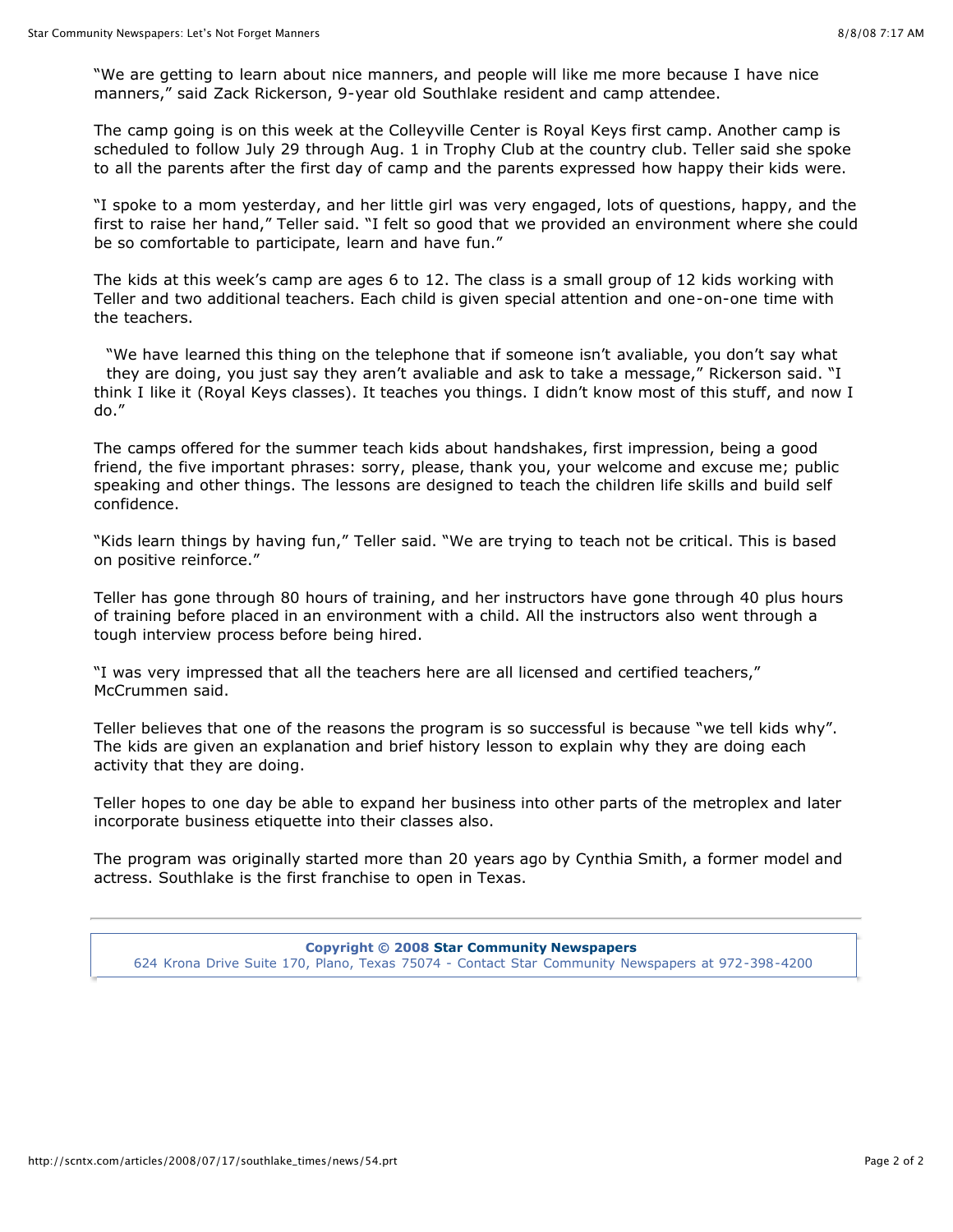"We are getting to learn about nice manners, and people will like me more because I have nice manners," said Zack Rickerson, 9-year old Southlake resident and camp attendee.

The camp going is on this week at the Colleyville Center is Royal Keys first camp. Another camp is scheduled to follow July 29 through Aug. 1 in Trophy Club at the country club. Teller said she spoke to all the parents after the first day of camp and the parents expressed how happy their kids were.

"I spoke to a mom yesterday, and her little girl was very engaged, lots of questions, happy, and the first to raise her hand," Teller said. "I felt so good that we provided an environment where she could be so comfortable to participate, learn and have fun."

The kids at this week's camp are ages 6 to 12. The class is a small group of 12 kids working with Teller and two additional teachers. Each child is given special attention and one-on-one time with the teachers.

"We have learned this thing on the telephone that if someone isn't avaliable, you don't say what they are doing, you just say they aren't avaliable and ask to take a message," Rickerson said. "I think I like it (Royal Keys classes). It teaches you things. I didn't know most of this stuff, and now I do."

The camps offered for the summer teach kids about handshakes, first impression, being a good friend, the five important phrases: sorry, please, thank you, your welcome and excuse me; public speaking and other things. The lessons are designed to teach the children life skills and build self confidence.

"Kids learn things by having fun," Teller said. "We are trying to teach not be critical. This is based on positive reinforce."

Teller has gone through 80 hours of training, and her instructors have gone through 40 plus hours of training before placed in an environment with a child. All the instructors also went through a tough interview process before being hired.

"I was very impressed that all the teachers here are all licensed and certified teachers," McCrummen said.

Teller believes that one of the reasons the program is so successful is because "we tell kids why". The kids are given an explanation and brief history lesson to explain why they are doing each activity that they are doing.

Teller hopes to one day be able to expand her business into other parts of the metroplex and later incorporate business etiquette into their classes also.

The program was originally started more than 20 years ago by Cynthia Smith, a former model and actress. Southlake is the first franchise to open in Texas.

---

**Copyright © 2008 Star Community Newspapers**
624 Krona Drive Suite 170, Plano, Texas 75074 - Contact Star Community Newspapers at 972-398-4200